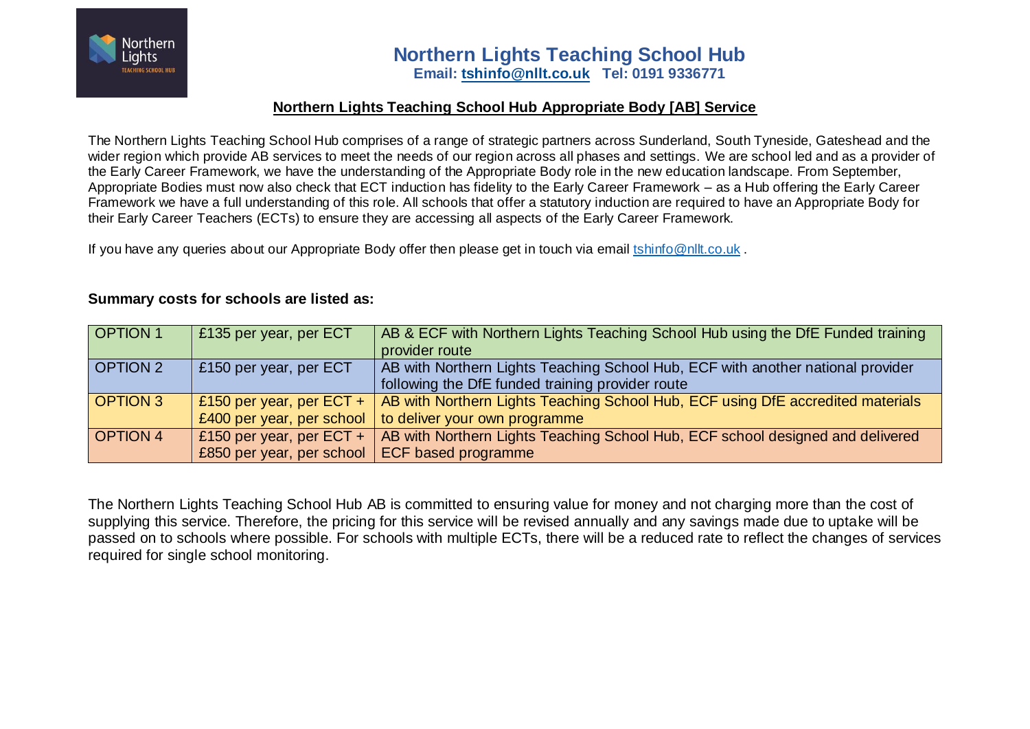# Northern Lights Teaching School Hub

**Email: tshinfo@nllt.co.uk Tel: 0191 9336771**

## Northern Lights Teaching School Hub Appropriate Body [AB] Service

The Northern Lights Teaching School Hub comprises of a range of strategic partners across Sunderland, South Tyneside, Gateshead and the wider region which provide AB services to meet the needs of our region across all phases and settings. We are school led and as a provider of the Early Career Framework, we have the understanding of the Appropriate Body role in the new education landscape. From September, Appropriate Bodies must now also check that ECT induction has fidelity to the Early Career Framework – as a Hub offering the Early Career Framework we have a full understanding of this role. All schools that offer a statutory induction are required to have an Appropriate Body for their Early Career Teachers (ECTs) to ensure they are accessing all aspects of the Early Career Framework.

If you have any queries about our Appropriate Body offer then please get in touch via email tshinfo@nllt.co.uk .

**Summary costs for schools are listed as:**

| | | |
|---|---|---|
| OPTION 1 | £135 per year, per ECT | AB & ECF with Northern Lights Teaching School Hub using the DfE Funded training provider route |
| OPTION 2 | £150 per year, per ECT | AB with Northern Lights Teaching School Hub, ECF with another national provider following the DfE funded training provider route |
| OPTION 3 | £150 per year, per ECT + £400 per year, per school | AB with Northern Lights Teaching School Hub, ECF using DfE accredited materials to deliver your own programme |
| OPTION 4 | £150 per year, per ECT + £850 per year, per school | AB with Northern Lights Teaching School Hub, ECF school designed and delivered ECF based programme |

The Northern Lights Teaching School Hub AB is committed to ensuring value for money and not charging more than the cost of supplying this service. Therefore, the pricing for this service will be revised annually and any savings made due to uptake will be passed on to schools where possible. For schools with multiple ECTs, there will be a reduced rate to reflect the changes of services required for single school monitoring.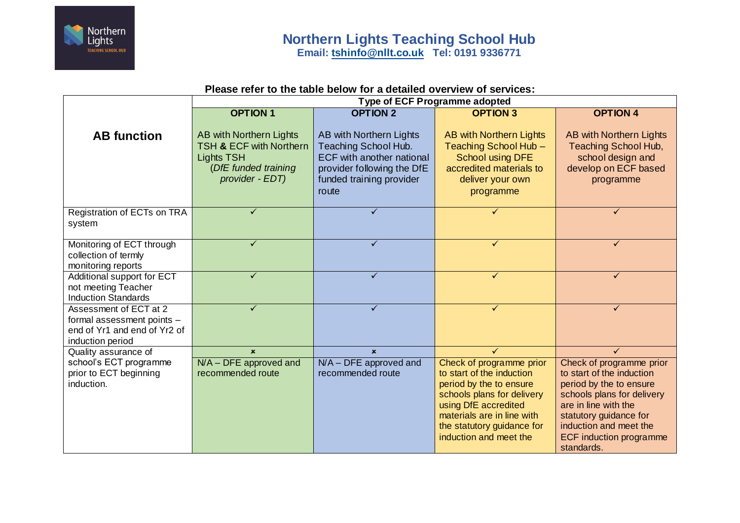# Northern Lights Teaching School Hub

**Email: tshinfo@nllt.co.uk Tel: 0191 9336771**

**Please refer to the table below for a detailed overview of services:**

| AB function | Type of ECF Programme adopted | | | |
|---|---|---|---|---|
| | **OPTION 1**<br>AB with Northern Lights TSH **&** ECF with Northern Lights TSH<br>(*DfE funded training provider - EDT)* | **OPTION 2**<br>AB with Northern Lights Teaching School Hub. ECF with another national provider following the DfE funded training provider route | **OPTION 3**<br>AB with Northern Lights Teaching School Hub – School using DFE accredited materials to deliver your own programme | **OPTION 4**<br>AB with Northern Lights Teaching School Hub, school design and develop on ECF based programme |
| Registration of ECTs on TRA system | ✓ | ✓ | ✓ | ✓ |
| Monitoring of ECT through collection of termly monitoring reports | ✓ | ✓ | ✓ | ✓ |
| Additional support for ECT not meeting Teacher Induction Standards | ✓ | ✓ | ✓ | ✓ |
| Assessment of ECT at 2 formal assessment points – end of Yr1 and end of Yr2 of induction period | ✓ | ✓ | ✓ | ✓ |
| Quality assurance of school's ECT programme prior to ECT beginning induction. | ×<br>N/A – DFE approved and recommended route | ×<br>N/A – DFE approved and recommended route | ✓<br>Check of programme prior to start of the induction period by the to ensure schools plans for delivery using DfE accredited materials are in line with the statutory guidance for induction and meet the | ✓<br>Check of programme prior to start of the induction period by the to ensure schools plans for delivery are in line with the statutory guidance for induction and meet the ECF induction programme standards. |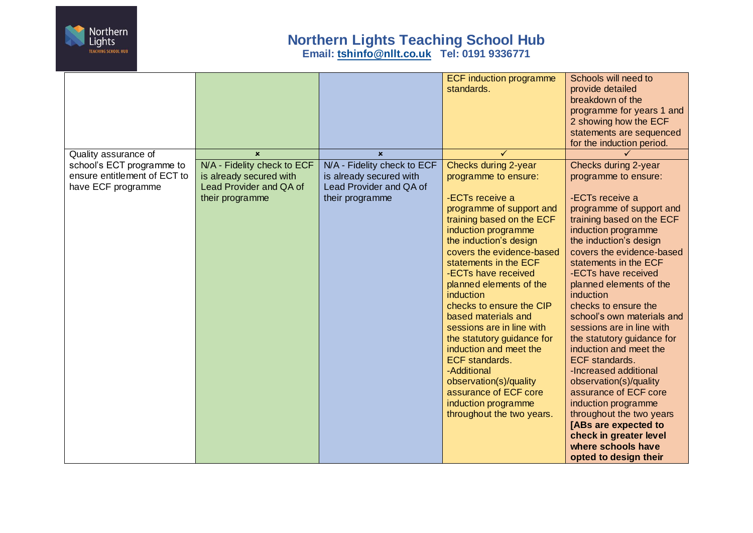# Northern Lights Teaching School Hub

**Email: tshinfo@nllt.co.uk Tel: 0191 9336771**

| | | | | |
|---|---|---|---|---|
| | | | ECF induction programme standards. | Schools will need to provide detailed breakdown of the programme for years 1 and 2 showing how the ECF statements are sequenced for the induction period. |
| Quality assurance of school's ECT programme to ensure entitlement of ECT to have ECF programme | × N/A - Fidelity check to ECF is already secured with Lead Provider and QA of their programme | × N/A - Fidelity check to ECF is already secured with Lead Provider and QA of their programme | ✓ Checks during 2-year programme to ensure:<br><br>-ECTs receive a programme of support and training based on the ECF induction programme the induction's design covers the evidence-based statements in the ECF<br>-ECTs have received planned elements of the induction checks to ensure the CIP based materials and sessions are in line with the statutory guidance for induction and meet the ECF standards.<br>-Additional observation(s)/quality assurance of ECF core induction programme throughout the two years. | ✓ Checks during 2-year programme to ensure:<br><br>-ECTs receive a programme of support and training based on the ECF induction programme the induction's design covers the evidence-based statements in the ECF<br>-ECTs have received planned elements of the induction checks to ensure the school's own materials and sessions are in line with the statutory guidance for induction and meet the ECF standards.<br>-Increased additional observation(s)/quality assurance of ECF core induction programme throughout the two years **[ABs are expected to check in greater level where schools have opted to design their** |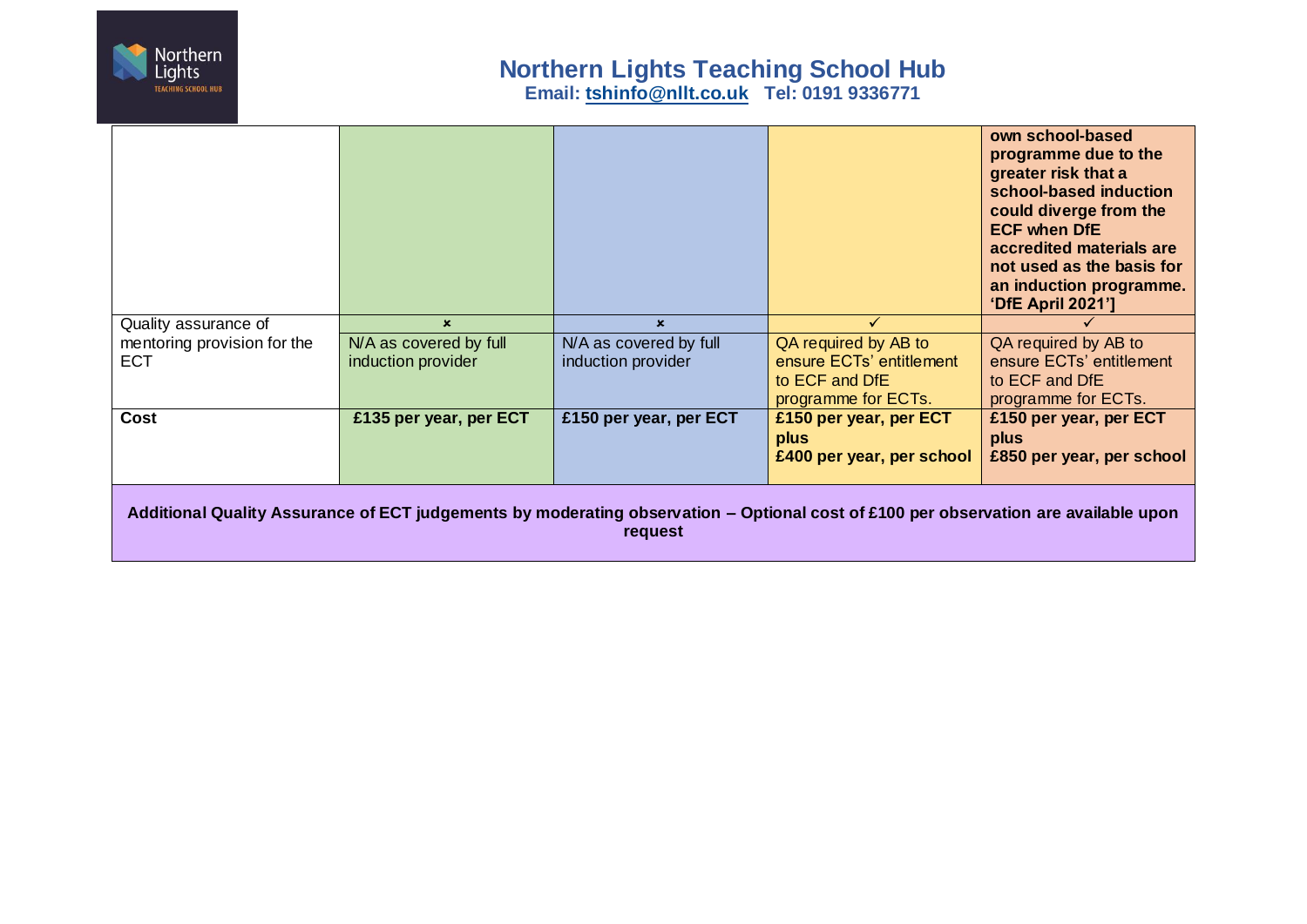| | | | | |
|---|---|---|---|---|
| | | | | **own school-based programme due to the greater risk that a school-based induction could diverge from the ECF when DfE accredited materials are not used as the basis for an induction programme. 'DfE April 2021']** |
| Quality assurance of mentoring provision for the ECT | ×<br>N/A as covered by full induction provider | ×<br>N/A as covered by full induction provider | ✓<br>QA required by AB to ensure ECTs' entitlement to ECF and DfE programme for ECTs. | ✓<br>QA required by AB to ensure ECTs' entitlement to ECF and DfE programme for ECTs. |
| **Cost** | **£135 per year, per ECT** | **£150 per year, per ECT** | **£150 per year, per ECT plus £400 per year, per school** | **£150 per year, per ECT plus £850 per year, per school** |
| **Additional Quality Assurance of ECT judgements by moderating observation – Optional cost of £100 per observation are available upon request** | | | | |